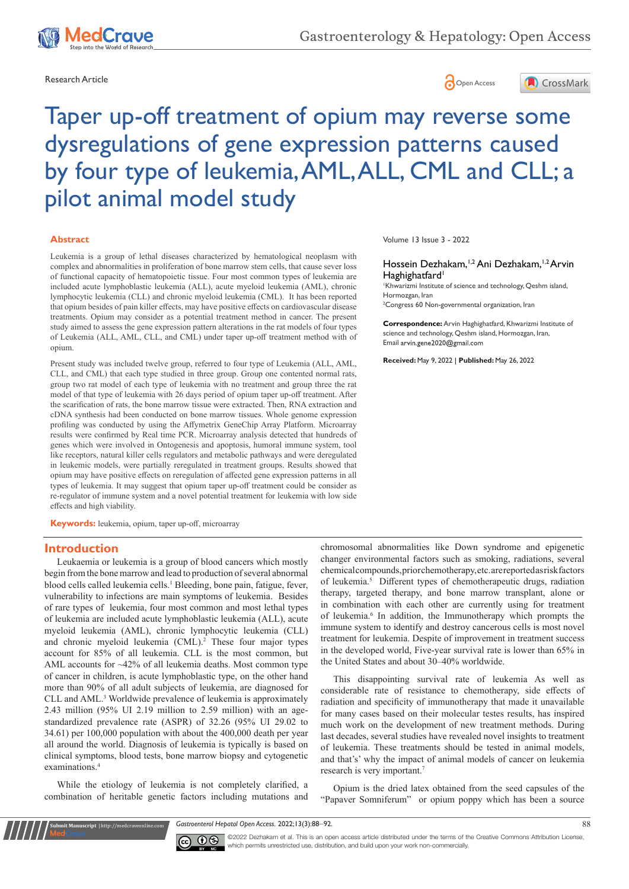Research Article

# Taper up-off treatment of opium may reverse some dysregulations of gene expression patterns caused by four type of leukemia, AML, ALL, CML and CLL; a pilot animal model study

Volume 13 Issue 3 - 2022

Hossein Dezhakam,[1,2] Ani Dezhakam,[1,2] Arvin Haghighatfard[1]

[1]Khwarizmi Institute of science and technology, Qeshm island, Hormozgan, Iran

[2]Congress 60 Non-governmental organization, Iran

**Correspondence:** Arvin Haghighatfard, Khwarizmi Institute of science and technology, Qeshm island, Hormozgan, Iran, Email arvin.gene2020@gmail.com

**Received:** May 9, 2022 | **Published:** May 26, 2022

## Abstract

Leukemia is a group of lethal diseases characterized by hematological neoplasm with complex and abnormalities in proliferation of bone marrow stem cells, that cause sever loss of functional capacity of hematopoietic tissue. Four most common types of leukemia are included acute lymphoblastic leukemia (ALL), acute myeloid leukemia (AML), chronic lymphocytic leukemia (CLL) and chronic myeloid leukemia (CML). It has been reported that opium besides of pain killer effects, may have positive effects on cardiovascular disease treatments. Opium may consider as a potential treatment method in cancer. The present study aimed to assess the gene expression pattern alterations in the rat models of four types of Leukemia (ALL, AML, CLL, and CML) under taper up-off treatment method with of opium.

Present study was included twelve group, referred to four type of Leukemia (ALL, AML, CLL, and CML) that each type studied in three group. Group one contented normal rats, group two rat model of each type of leukemia with no treatment and group three the rat model of that type of leukemia with 26 days period of opium taper up-off treatment. After the scarification of rats, the bone marrow tissue were extracted. Then, RNA extraction and cDNA synthesis had been conducted on bone marrow tissues. Whole genome expression profiling was conducted by using the Affymetrix GeneChip Array Platform. Microarray results were confirmed by Real time PCR. Microarray analysis detected that hundreds of genes which were involved in Ontogenesis and apoptosis, humoral immune system, tool like receptors, natural killer cells regulators and metabolic pathways and were deregulated in leukemic models, were partially reregulated in treatment groups. Results showed that opium may have positive effects on reregulation of affected gene expression patterns in all types of leukemia. It may suggest that opium taper up-off treatment could be consider as re-regulator of immune system and a novel potential treatment for leukemia with low side effects and high viability.

**Keywords:** leukemia, opium, taper up-off, microarray

## Introduction

Leukaemia or leukemia is a group of blood cancers which mostly begin from the bone marrow and lead to production of several abnormal blood cells called leukemia cells.[1] Bleeding, bone pain, fatigue, fever, vulnerability to infections are main symptoms of leukemia. Besides of rare types of leukemia, four most common and most lethal types of leukemia are included acute lymphoblastic leukemia (ALL), acute myeloid leukemia (AML), chronic lymphocytic leukemia (CLL) and chronic myeloid leukemia (CML).[2] These four major types account for 85% of all leukemia. CLL is the most common, but AML accounts for ~42% of all leukemia deaths. Most common type of cancer in children, is acute lymphoblastic type, on the other hand more than 90% of all adult subjects of leukemia, are diagnosed for CLL and AML.[3] Worldwide prevalence of leukemia is approximately 2.43 million (95% UI 2.19 million to 2.59 million) with an age-standardized prevalence rate (ASPR) of 32.26 (95% UI 29.02 to 34.61) per 100,000 population with about the 400,000 death per year all around the world. Diagnosis of leukemia is typically is based on clinical symptoms, blood tests, bone marrow biopsy and cytogenetic examinations.[4]

While the etiology of leukemia is not completely clarified, a combination of heritable genetic factors including mutations and chromosomal abnormalities like Down syndrome and epigenetic changer environmental factors such as smoking, radiations, several chemical compounds, prior chemotherapy, etc. are reported as risk factors of leukemia.[5] Different types of chemotherapeutic drugs, radiation therapy, targeted therapy, and bone marrow transplant, alone or in combination with each other are currently using for treatment of leukemia.[6] In addition, the Immunotherapy which prompts the immune system to identify and destroy cancerous cells is most novel treatment for leukemia. Despite of improvement in treatment success in the developed world, Five-year survival rate is lower than 65% in the United States and about 30–40% worldwide.

This disappointing survival rate of leukemia As well as considerable rate of resistance to chemotherapy, side effects of radiation and specificity of immunotherapy that made it unavailable for many cases based on their molecular testes results, has inspired much work on the development of new treatment methods. During last decades, several studies have revealed novel insights to treatment of leukemia. These treatments should be tested in animal models, and that's' why the impact of animal models of cancer on leukemia research is very important.[7]

Opium is the dried latex obtained from the seed capsules of the "Papaver Somniferum" or opium poppy which has been a source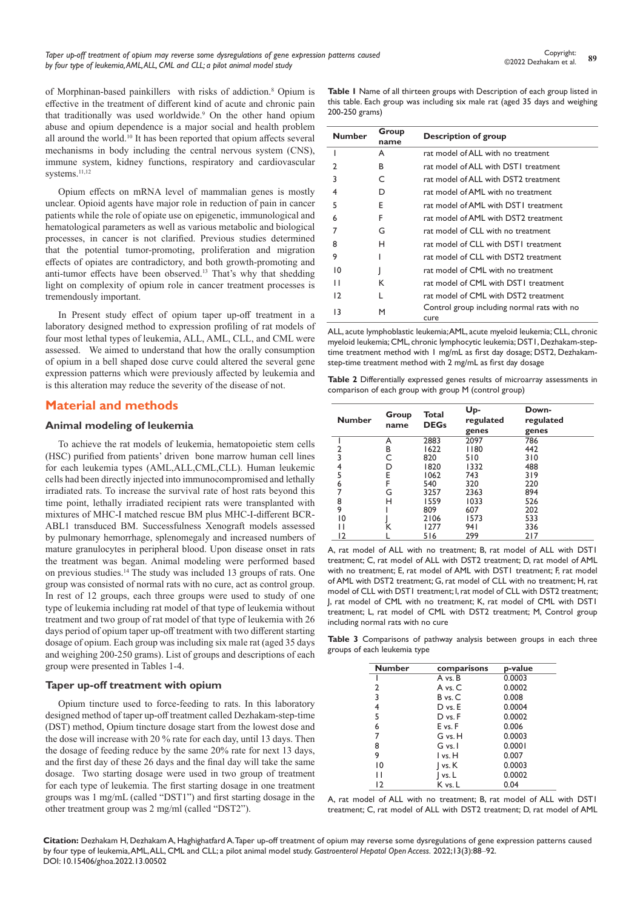of Morphinan-based painkillers with risks of addiction.[8] Opium is effective in the treatment of different kind of acute and chronic pain that traditionally was used worldwide.[9] On the other hand opium abuse and opium dependence is a major social and health problem all around the world.[10] It has been reported that opium affects several mechanisms in body including the central nervous system (CNS), immune system, kidney functions, respiratory and cardiovascular systems.[11,12]

Opium effects on mRNA level of mammalian genes is mostly unclear. Opioid agents have major role in reduction of pain in cancer patients while the role of opiate use on epigenetic, immunological and hematological parameters as well as various metabolic and biological processes, in cancer is not clarified. Previous studies determined that the potential tumor-promoting, proliferation and migration effects of opiates are contradictory, and both growth-promoting and anti-tumor effects have been observed.[13] That's why that shedding light on complexity of opium role in cancer treatment processes is tremendously important.

In Present study effect of opium taper up-off treatment in a laboratory designed method to expression profiling of rat models of four most lethal types of leukemia, ALL, AML, CLL, and CML were assessed. We aimed to understand that how the orally consumption of opium in a bell shaped dose curve could altered the several gene expression patterns which were previously affected by leukemia and is this alteration may reduce the severity of the disease of not.

## Material and methods

### Animal modeling of leukemia

To achieve the rat models of leukemia, hematopoietic stem cells (HSC) purified from patients' driven bone marrow human cell lines for each leukemia types (AML,ALL,CML,CLL). Human leukemic cells had been directly injected into immunocompromised and lethally irradiated rats. To increase the survival rate of host rats beyond this time point, lethally irradiated recipient rats were transplanted with mixtures of MHC-I matched rescue BM plus MHC-I-different BCR-ABL1 transduced BM. Successfulness Xenograft models assessed by pulmonary hemorrhage, splenomegaly and increased numbers of mature granulocytes in peripheral blood. Upon disease onset in rats the treatment was began. Animal modeling were performed based on previous studies.[14] The study was included 13 groups of rats. One group was consisted of normal rats with no cure, act as control group. In rest of 12 groups, each three groups were used to study of one type of leukemia including rat model of that type of leukemia without treatment and two group of rat model of that type of leukemia with 26 days period of opium taper up-off treatment with two different starting dosage of opium. Each group was including six male rat (aged 35 days and weighing 200-250 grams). List of groups and descriptions of each group were presented in Tables 1-4.

### Taper up-off treatment with opium

Opium tincture used to force-feeding to rats. In this laboratory designed method of taper up-off treatment called Dezhakam-step-time (DST) method, Opium tincture dosage start from the lowest dose and the dose will increase with 20 % rate for each day, until 13 days. Then the dosage of feeding reduce by the same 20% rate for next 13 days, and the first day of these 26 days and the final day will take the same dosage. Two starting dosage were used in two group of treatment for each type of leukemia. The first starting dosage in one treatment groups was 1 mg/mL (called "DST1") and first starting dosage in the other treatment group was 2 mg/ml (called "DST2").

**Table 1** Name of all thirteen groups with Description of each group listed in this table. Each group was including six male rat (aged 35 days and weighing 200-250 grams)

| Number | Group name | Description of group |
|---|---|---|
| 1 | A | rat model of ALL with no treatment |
| 2 | B | rat model of ALL with DST1 treatment |
| 3 | C | rat model of ALL with DST2 treatment |
| 4 | D | rat model of AML with no treatment |
| 5 | E | rat model of AML with DST1 treatment |
| 6 | F | rat model of AML with DST2 treatment |
| 7 | G | rat model of CLL with no treatment |
| 8 | H | rat model of CLL with DST1 treatment |
| 9 | I | rat model of CLL with DST2 treatment |
| 10 | J | rat model of CML with no treatment |
| 11 | K | rat model of CML with DST1 treatment |
| 12 | L | rat model of CML with DST2 treatment |
| 13 | M | Control group including normal rats with no cure |

ALL, acute lymphoblastic leukemia; AML, acute myeloid leukemia; CML, chronic myeloid leukemia; CLL, chronic lymphocytic leukemia; DST1, Dezhakam-step-time treatment method with 1 mg/mL as first day dosage; DST2, Dezhakam-step-time treatment method with 2 mg/mL as first day dosage

**Table 2** Differentially expressed genes results of microarray assessments in comparison of each group with group M (control group)

| Number | Group name | Total DEGs | Up-regulated genes | Down-regulated genes |
|---|---|---|---|---|
| 1 | A | 2883 | 2097 | 786 |
| 2 | B | 1622 | 1180 | 442 |
| 3 | C | 820 | 510 | 310 |
| 4 | D | 1820 | 1332 | 488 |
| 5 | E | 1062 | 743 | 319 |
| 6 | F | 540 | 320 | 220 |
| 7 | G | 3257 | 2363 | 894 |
| 8 | H | 1559 | 1033 | 526 |
| 9 | I | 809 | 607 | 202 |
| 10 | J | 2106 | 1573 | 533 |
| 11 | K | 1277 | 941 | 336 |
| 12 | L | 516 | 299 | 217 |

A, rat model of ALL with no treatment; B, rat model of ALL with DST1 treatment; C, rat model of ALL with DST2 treatment; D, rat model of AML with no treatment; E, rat model of AML with DST1 treatment; F, rat model of AML with DST2 treatment; G, rat model of CLL with no treatment; H, rat model of CLL with DST1 treatment; I, rat model of CLL with DST2 treatment; J, rat model of CML with no treatment; K, rat model of CML with DST1 treatment; L, rat model of CML with DST2 treatment; M, Control group including normal rats with no cure

**Table 3** Comparisons of pathway analysis between groups in each three groups of each leukemia type

| Number | comparisons | p-value |
|---|---|---|
| 1 | A vs. B | 0.0003 |
| 2 | A vs. C | 0.0002 |
| 3 | B vs. C | 0.008 |
| 4 | D vs. E | 0.0004 |
| 5 | D vs. F | 0.0002 |
| 6 | E vs. F | 0.006 |
| 7 | G vs. H | 0.0003 |
| 8 | G vs. I | 0.0001 |
| 9 | I vs. H | 0.007 |
| 10 | J vs. K | 0.0003 |
| 11 | J vs. L | 0.0002 |
| 12 | K vs. L | 0.04 |

A, rat model of ALL with no treatment; B, rat model of ALL with DST1 treatment; C, rat model of ALL with DST2 treatment; D, rat model of AML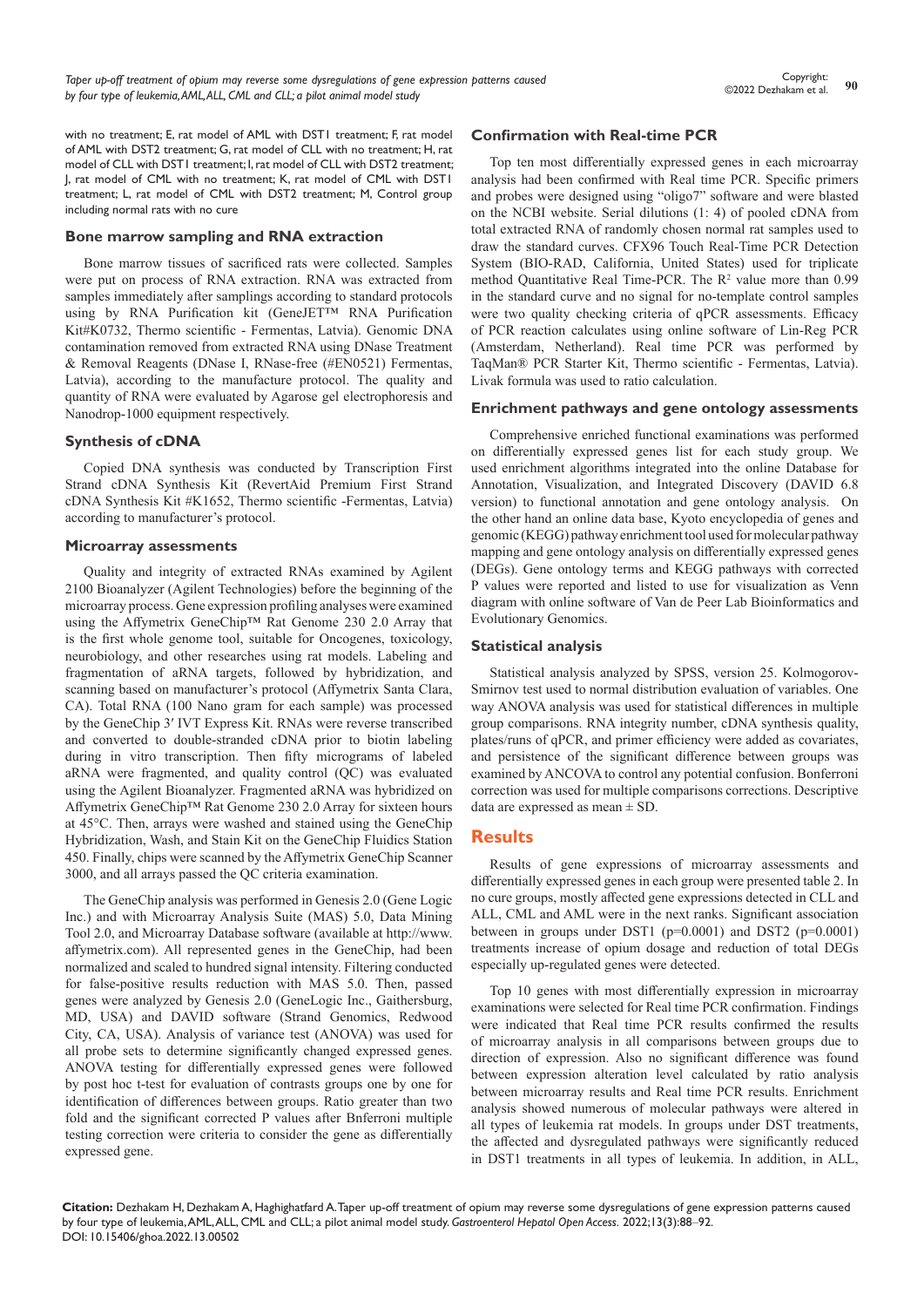with no treatment; E, rat model of AML with DST1 treatment; F, rat model of AML with DST2 treatment; G, rat model of CLL with no treatment; H, rat model of CLL with DST1 treatment; I, rat model of CLL with DST2 treatment; J, rat model of CML with no treatment; K, rat model of CML with DST1 treatment; L, rat model of CML with DST2 treatment; M, Control group including normal rats with no cure

### Bone marrow sampling and RNA extraction

Bone marrow tissues of sacrificed rats were collected. Samples were put on process of RNA extraction. RNA was extracted from samples immediately after samplings according to standard protocols using by RNA Purification kit (GeneJET™ RNA Purification Kit#K0732, Thermo scientific - Fermentas, Latvia). Genomic DNA contamination removed from extracted RNA using DNase Treatment & Removal Reagents (DNase I, RNase-free (#EN0521) Fermentas, Latvia), according to the manufacture protocol. The quality and quantity of RNA were evaluated by Agarose gel electrophoresis and Nanodrop-1000 equipment respectively.

### Synthesis of cDNA

Copied DNA synthesis was conducted by Transcription First Strand cDNA Synthesis Kit (RevertAid Premium First Strand cDNA Synthesis Kit #K1652, Thermo scientific -Fermentas, Latvia) according to manufacturer's protocol.

### Microarray assessments

Quality and integrity of extracted RNAs examined by Agilent 2100 Bioanalyzer (Agilent Technologies) before the beginning of the microarray process. Gene expression profiling analyses were examined using the Affymetrix GeneChip™ Rat Genome 230 2.0 Array that is the first whole genome tool, suitable for Oncogenes, toxicology, neurobiology, and other researches using rat models. Labeling and fragmentation of aRNA targets, followed by hybridization, and scanning based on manufacturer's protocol (Affymetrix Santa Clara, CA). Total RNA (100 Nano gram for each sample) was processed by the GeneChip 3′ IVT Express Kit. RNAs were reverse transcribed and converted to double-stranded cDNA prior to biotin labeling during in vitro transcription. Then fifty micrograms of labeled aRNA were fragmented, and quality control (QC) was evaluated using the Agilent Bioanalyzer. Fragmented aRNA was hybridized on Affymetrix GeneChip™ Rat Genome 230 2.0 Array for sixteen hours at 45°C. Then, arrays were washed and stained using the GeneChip Hybridization, Wash, and Stain Kit on the GeneChip Fluidics Station 450. Finally, chips were scanned by the Affymetrix GeneChip Scanner 3000, and all arrays passed the QC criteria examination.

The GeneChip analysis was performed in Genesis 2.0 (Gene Logic Inc.) and with Microarray Analysis Suite (MAS) 5.0, Data Mining Tool 2.0, and Microarray Database software (available at http://www.affymetrix.com). All represented genes in the GeneChip, had been normalized and scaled to hundred signal intensity. Filtering conducted for false-positive results reduction with MAS 5.0. Then, passed genes were analyzed by Genesis 2.0 (GeneLogic Inc., Gaithersburg, MD, USA) and DAVID software (Strand Genomics, Redwood City, CA, USA). Analysis of variance test (ANOVA) was used for all probe sets to determine significantly changed expressed genes. ANOVA testing for differentially expressed genes were followed by post hoc t-test for evaluation of contrasts groups one by one for identification of differences between groups. Ratio greater than two fold and the significant corrected P values after Bnferroni multiple testing correction were criteria to consider the gene as differentially expressed gene.

### Confirmation with Real-time PCR

Top ten most differentially expressed genes in each microarray analysis had been confirmed with Real time PCR. Specific primers and probes were designed using "oligo7" software and were blasted on the NCBI website. Serial dilutions (1: 4) of pooled cDNA from total extracted RNA of randomly chosen normal rat samples used to draw the standard curves. CFX96 Touch Real-Time PCR Detection System (BIO-RAD, California, United States) used for triplicate method Quantitative Real Time-PCR. The $R^2$ value more than 0.99 in the standard curve and no signal for no-template control samples were two quality checking criteria of qPCR assessments. Efficacy of PCR reaction calculates using online software of Lin-Reg PCR (Amsterdam, Netherland). Real time PCR was performed by TaqMan® PCR Starter Kit, Thermo scientific - Fermentas, Latvia). Livak formula was used to ratio calculation.

### Enrichment pathways and gene ontology assessments

Comprehensive enriched functional examinations was performed on differentially expressed genes list for each study group. We used enrichment algorithms integrated into the online Database for Annotation, Visualization, and Integrated Discovery (DAVID 6.8 version) to functional annotation and gene ontology analysis. On the other hand an online data base, Kyoto encyclopedia of genes and genomic (KEGG) pathway enrichment tool used for molecular pathway mapping and gene ontology analysis on differentially expressed genes (DEGs). Gene ontology terms and KEGG pathways with corrected P values were reported and listed to use for visualization as Venn diagram with online software of Van de Peer Lab Bioinformatics and Evolutionary Genomics.

### Statistical analysis

Statistical analysis analyzed by SPSS, version 25. Kolmogorov-Smirnov test used to normal distribution evaluation of variables. One way ANOVA analysis was used for statistical differences in multiple group comparisons. RNA integrity number, cDNA synthesis quality, plates/runs of qPCR, and primer efficiency were added as covariates, and persistence of the significant difference between groups was examined by ANCOVA to control any potential confusion. Bonferroni correction was used for multiple comparisons corrections. Descriptive data are expressed as mean ± SD.

## Results

Results of gene expressions of microarray assessments and differentially expressed genes in each group were presented table 2. In no cure groups, mostly affected gene expressions detected in CLL and ALL, CML and AML were in the next ranks. Significant association between in groups under DST1 ($p=0.0001$) and DST2 ($p=0.0001$) treatments increase of opium dosage and reduction of total DEGs especially up-regulated genes were detected.

Top 10 genes with most differentially expression in microarray examinations were selected for Real time PCR confirmation. Findings were indicated that Real time PCR results confirmed the results of microarray analysis in all comparisons between groups due to direction of expression. Also no significant difference was found between expression alteration level calculated by ratio analysis between microarray results and Real time PCR results. Enrichment analysis showed numerous of molecular pathways were altered in all types of leukemia rat models. In groups under DST treatments, the affected and dysregulated pathways were significantly reduced in DST1 treatments in all types of leukemia. In addition, in ALL,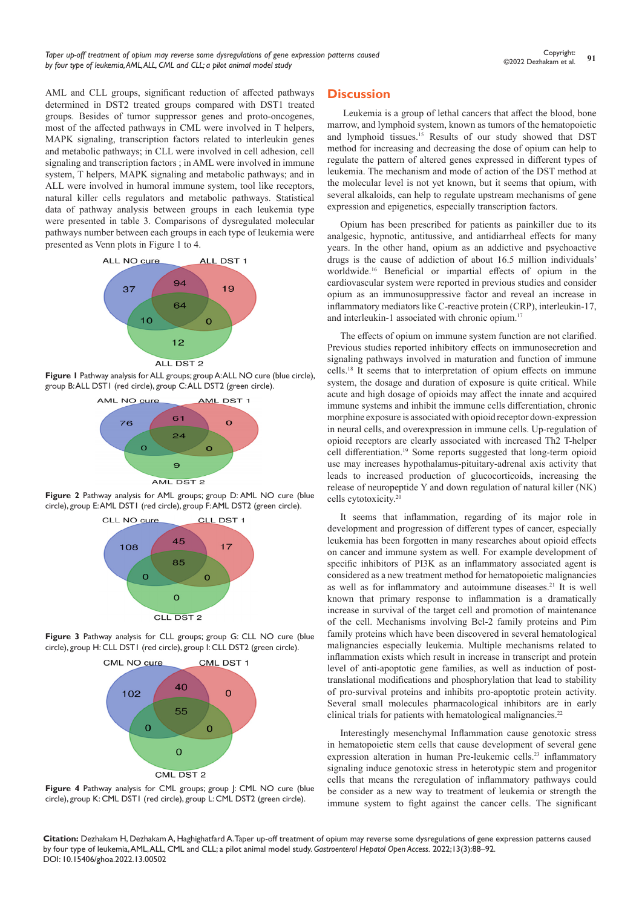AML and CLL groups, significant reduction of affected pathways determined in DST2 treated groups compared with DST1 treated groups. Besides of tumor suppressor genes and proto-oncogenes, most of the affected pathways in CML were involved in T helpers, MAPK signaling, transcription factors related to interleukin genes and metabolic pathways; in CLL were involved in cell adhesion, cell signaling and transcription factors ; in AML were involved in immune system, T helpers, MAPK signaling and metabolic pathways; and in ALL were involved in humoral immune system, tool like receptors, natural killer cells regulators and metabolic pathways. Statistical data of pathway analysis between groups in each leukemia type were presented in table 3. Comparisons of dysregulated molecular pathways number between each groups in each type of leukemia were presented as Venn plots in Figure 1 to 4.

**Figure 1** Pathway analysis for ALL groups; group A: ALL NO cure (blue circle), group B: ALL DST1 (red circle), group C: ALL DST2 (green circle).

**Figure 2** Pathway analysis for AML groups; group D: AML NO cure (blue circle), group E: AML DST1 (red circle), group F: AML DST2 (green circle).

**Figure 3** Pathway analysis for CLL groups; group G: CLL NO cure (blue circle), group H: CLL DST1 (red circle), group I: CLL DST2 (green circle).

**Figure 4** Pathway analysis for CML groups; group J: CML NO cure (blue circle), group K: CML DST1 (red circle), group L: CML DST2 (green circle).

## Discussion

Leukemia is a group of lethal cancers that affect the blood, bone marrow, and lymphoid system, known as tumors of the hematopoietic and lymphoid tissues.[15] Results of our study showed that DST method for increasing and decreasing the dose of opium can help to regulate the pattern of altered genes expressed in different types of leukemia. The mechanism and mode of action of the DST method at the molecular level is not yet known, but it seems that opium, with several alkaloids, can help to regulate upstream mechanisms of gene expression and epigenetics, especially transcription factors.

Opium has been prescribed for patients as painkiller due to its analgesic, hypnotic, antitussive, and antidiarrheal effects for many years. In the other hand, opium as an addictive and psychoactive drugs is the cause of addiction of about 16.5 million individuals' worldwide.[16] Beneficial or impartial effects of opium in the cardiovascular system were reported in previous studies and consider opium as an immunosuppressive factor and reveal an increase in inflammatory mediators like C-reactive protein (CRP), interleukin-17, and interleukin-1 associated with chronic opium.[17]

The effects of opium on immune system function are not clarified. Previous studies reported inhibitory effects on immunosecretion and signaling pathways involved in maturation and function of immune cells.[18] It seems that to interpretation of opium effects on immune system, the dosage and duration of exposure is quite critical. While acute and high dosage of opioids may affect the innate and acquired immune systems and inhibit the immune cells differentiation, chronic morphine exposure is associated with opioid receptor down-expression in neural cells, and overexpression in immune cells. Up-regulation of opioid receptors are clearly associated with increased Th2 T-helper cell differentiation.[19] Some reports suggested that long-term opioid use may increases hypothalamus-pituitary-adrenal axis activity that leads to increased production of glucocorticoids, increasing the release of neuropeptide Y and down regulation of natural killer (NK) cells cytotoxicity.[20]

It seems that inflammation, regarding of its major role in development and progression of different types of cancer, especially leukemia has been forgotten in many researches about opioid effects on cancer and immune system as well. For example development of specific inhibitors of PI3K as an inflammatory associated agent is considered as a new treatment method for hematopoietic malignancies as well as for inflammatory and autoimmune diseases.[21] It is well known that primary response to inflammation is a dramatically increase in survival of the target cell and promotion of maintenance of the cell. Mechanisms involving Bcl-2 family proteins and Pim family proteins which have been discovered in several hematological malignancies especially leukemia. Multiple mechanisms related to inflammation exists which result in increase in transcript and protein level of anti-apoptotic gene families, as well as induction of post-translational modifications and phosphorylation that lead to stability of pro-survival proteins and inhibits pro-apoptotic protein activity. Several small molecules pharmacological inhibitors are in early clinical trials for patients with hematological malignancies.[22]

Interestingly mesenchymal Inflammation cause genotoxic stress in hematopoietic stem cells that cause development of several gene expression alteration in human Pre-leukemic cells.[23] inflammatory signaling induce genotoxic stress in heterotypic stem and progenitor cells that means the reregulation of inflammatory pathways could be consider as a new way to treatment of leukemia or strength the immune system to fight against the cancer cells. The significant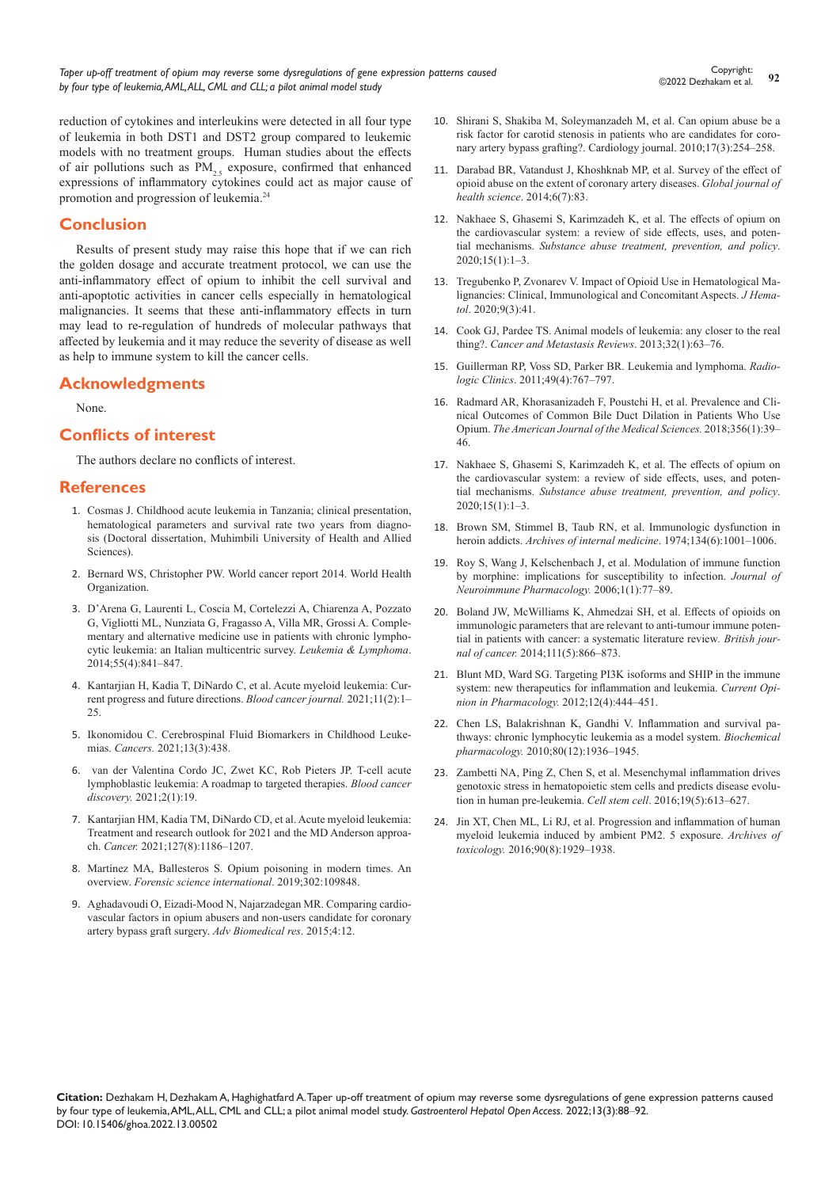reduction of cytokines and interleukins were detected in all four type of leukemia in both DST1 and DST2 group compared to leukemic models with no treatment groups. Human studies about the effects of air pollutions such as $PM_{2.5}$ exposure, confirmed that enhanced expressions of inflammatory cytokines could act as major cause of promotion and progression of leukemia.[24]

## Conclusion

Results of present study may raise this hope that if we can rich the golden dosage and accurate treatment protocol, we can use the anti-inflammatory effect of opium to inhibit the cell survival and anti-apoptotic activities in cancer cells especially in hematological malignancies. It seems that these anti-inflammatory effects in turn may lead to re-regulation of hundreds of molecular pathways that affected by leukemia and it may reduce the severity of disease as well as help to immune system to kill the cancer cells.

## Acknowledgments

None.

## Conflicts of interest

The authors declare no conflicts of interest.

## References

1. Cosmas J. Childhood acute leukemia in Tanzania; clinical presentation, hematological parameters and survival rate two years from diagnosis (Doctoral dissertation, Muhimbili University of Health and Allied Sciences).
2. Bernard WS, Christopher PW. World cancer report 2014. World Health Organization.
3. D'Arena G, Laurenti L, Coscia M, Cortelezzi A, Chiarenza A, Pozzato G, Vigliotti ML, Nunziata G, Fragasso A, Villa MR, Grossi A. Complementary and alternative medicine use in patients with chronic lymphocytic leukemia: an Italian multicentric survey. *Leukemia & Lymphoma*. 2014;55(4):841–847.
4. Kantarjian H, Kadia T, DiNardo C, et al. Acute myeloid leukemia: Current progress and future directions. *Blood cancer journal.* 2021;11(2):1–25.
5. Ikonomidou C. Cerebrospinal Fluid Biomarkers in Childhood Leukemias. *Cancers.* 2021;13(3):438.
6. van der Valentina Cordo JC, Zwet KC, Rob Pieters JP. T-cell acute lymphoblastic leukemia: A roadmap to targeted therapies. *Blood cancer discovery.* 2021;2(1):19.
7. Kantarjian HM, Kadia TM, DiNardo CD, et al. Acute myeloid leukemia: Treatment and research outlook for 2021 and the MD Anderson approach. *Cancer.* 2021;127(8):1186–1207.
8. Martínez MA, Ballesteros S. Opium poisoning in modern times. An overview. *Forensic science international*. 2019;302:109848.
9. Aghadavoudi O, Eizadi-Mood N, Najarzadegan MR. Comparing cardiovascular factors in opium abusers and non-users candidate for coronary artery bypass graft surgery. *Adv Biomedical res*. 2015;4:12.
10. Shirani S, Shakiba M, Soleymanzadeh M, et al. Can opium abuse be a risk factor for carotid stenosis in patients who are candidates for coronary artery bypass grafting?. Cardiology journal. 2010;17(3):254–258.
11. Darabad BR, Vatandust J, Khoshknab MP, et al. Survey of the effect of opioid abuse on the extent of coronary artery diseases. *Global journal of health science*. 2014;6(7):83.
12. Nakhaee S, Ghasemi S, Karimzadeh K, et al. The effects of opium on the cardiovascular system: a review of side effects, uses, and potential mechanisms. *Substance abuse treatment, prevention, and policy*. 2020;15(1):1–3.
13. Tregubenko P, Zvonarev V. Impact of Opioid Use in Hematological Malignancies: Clinical, Immunological and Concomitant Aspects. *J Hematol*. 2020;9(3):41.
14. Cook GJ, Pardee TS. Animal models of leukemia: any closer to the real thing?. *Cancer and Metastasis Reviews*. 2013;32(1):63–76.
15. Guillerman RP, Voss SD, Parker BR. Leukemia and lymphoma. *Radiologic Clinics*. 2011;49(4):767–797.
16. Radmard AR, Khorasanizadeh F, Poustchi H, et al. Prevalence and Clinical Outcomes of Common Bile Duct Dilation in Patients Who Use Opium. *The American Journal of the Medical Sciences*. 2018;356(1):39–46.
17. Nakhaee S, Ghasemi S, Karimzadeh K, et al. The effects of opium on the cardiovascular system: a review of side effects, uses, and potential mechanisms. *Substance abuse treatment, prevention, and policy*. 2020;15(1):1–3.
18. Brown SM, Stimmel B, Taub RN, et al. Immunologic dysfunction in heroin addicts. *Archives of internal medicine*. 1974;134(6):1001–1006.
19. Roy S, Wang J, Kelschenbach J, et al. Modulation of immune function by morphine: implications for susceptibility to infection. *Journal of Neuroimmune Pharmacology.* 2006;1(1):77–89.
20. Boland JW, McWilliams K, Ahmedzai SH, et al. Effects of opioids on immunologic parameters that are relevant to anti-tumour immune potential in patients with cancer: a systematic literature review. *British journal of cancer.* 2014;111(5):866–873.
21. Blunt MD, Ward SG. Targeting PI3K isoforms and SHIP in the immune system: new therapeutics for inflammation and leukemia. *Current Opinion in Pharmacology.* 2012;12(4):444–451.
22. Chen LS, Balakrishnan K, Gandhi V. Inflammation and survival pathways: chronic lymphocytic leukemia as a model system. *Biochemical pharmacology.* 2010;80(12):1936–1945.
23. Zambetti NA, Ping Z, Chen S, et al. Mesenchymal inflammation drives genotoxic stress in hematopoietic stem cells and predicts disease evolution in human pre-leukemia. *Cell stem cell*. 2016;19(5):613–627.
24. Jin XT, Chen ML, Li RJ, et al. Progression and inflammation of human myeloid leukemia induced by ambient PM2. 5 exposure. *Archives of toxicology.* 2016;90(8):1929–1938.